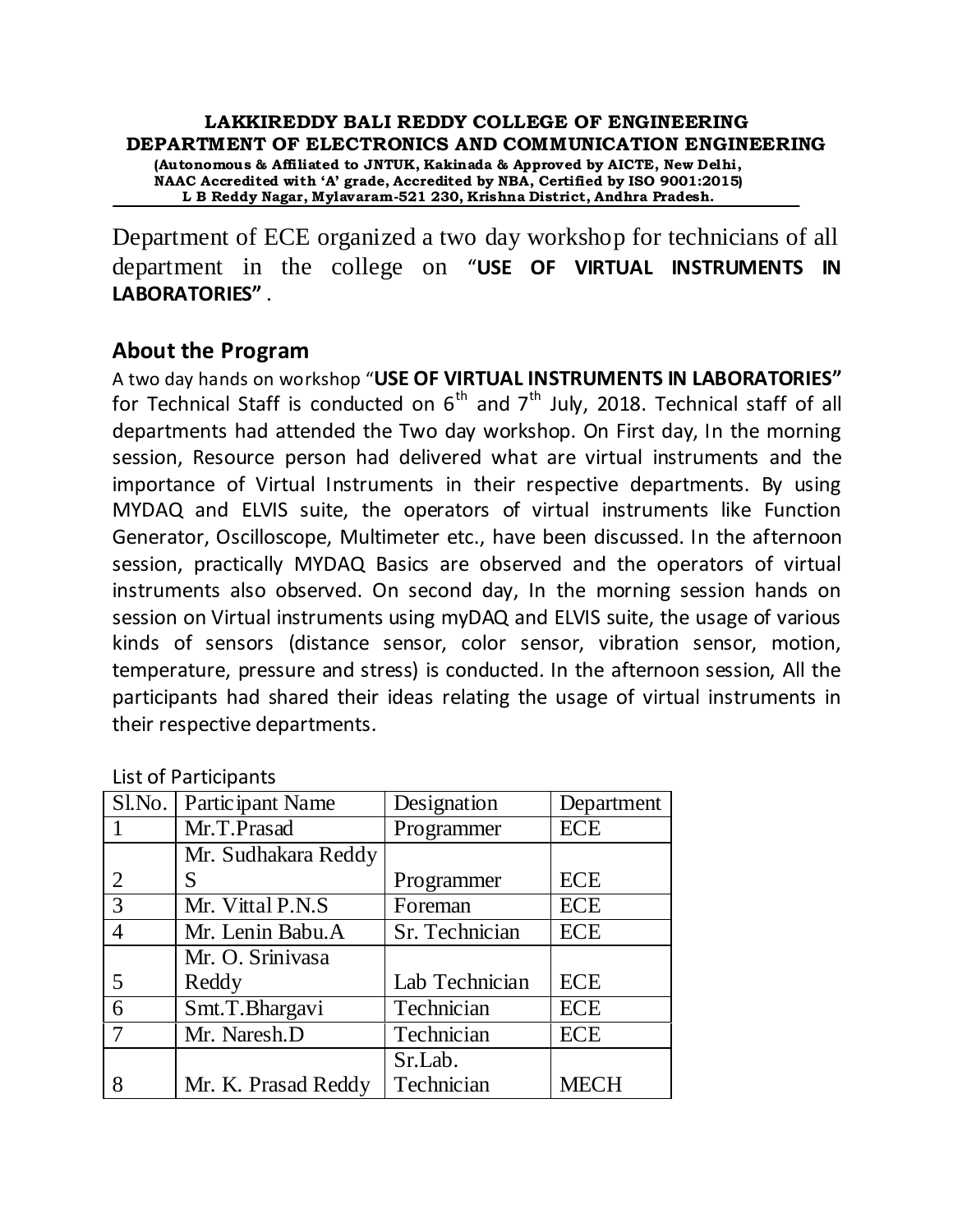**LAKKIREDDY BALI REDDY COLLEGE OF ENGINEERING**
**DEPARTMENT OF ELECTRONICS AND COMMUNICATION ENGINEERING**
**(Autonomous & Affiliated to JNTUK, Kakinada & Approved by AICTE, New Delhi, NAAC Accredited with 'A' grade, Accredited by NBA, Certified by ISO 9001:2015)**
**L B Reddy Nagar, Mylavaram-521 230, Krishna District, Andhra Pradesh.**

---

Department of ECE organized a two day workshop for technicians of all department in the college on "**USE OF VIRTUAL INSTRUMENTS IN LABORATORIES"** .

## About the Program

A two day hands on workshop "**USE OF VIRTUAL INSTRUMENTS IN LABORATORIES"** for Technical Staff is conducted on 6th and 7th July, 2018. Technical staff of all departments had attended the Two day workshop. On First day, In the morning session, Resource person had delivered what are virtual instruments and the importance of Virtual Instruments in their respective departments. By using MYDAQ and ELVIS suite, the operators of virtual instruments like Function Generator, Oscilloscope, Multimeter etc., have been discussed. In the afternoon session, practically MYDAQ Basics are observed and the operators of virtual instruments also observed. On second day, In the morning session hands on session on Virtual instruments using myDAQ and ELVIS suite, the usage of various kinds of sensors (distance sensor, color sensor, vibration sensor, motion, temperature, pressure and stress) is conducted. In the afternoon session, All the participants had shared their ideas relating the usage of virtual instruments in their respective departments.

List of Participants

| Sl.No. | Participant Name | Designation | Department |
|---|---|---|---|
| 1 | Mr.T.Prasad | Programmer | ECE |
| 2 | Mr. Sudhakara Reddy S | Programmer | ECE |
| 3 | Mr. Vittal P.N.S | Foreman | ECE |
| 4 | Mr. Lenin Babu.A | Sr. Technician | ECE |
| 5 | Mr. O. Srinivasa Reddy | Lab Technician | ECE |
| 6 | Smt.T.Bhargavi | Technician | ECE |
| 7 | Mr. Naresh.D | Technician | ECE |
| 8 | Mr. K. Prasad Reddy | Sr.Lab. Technician | MECH |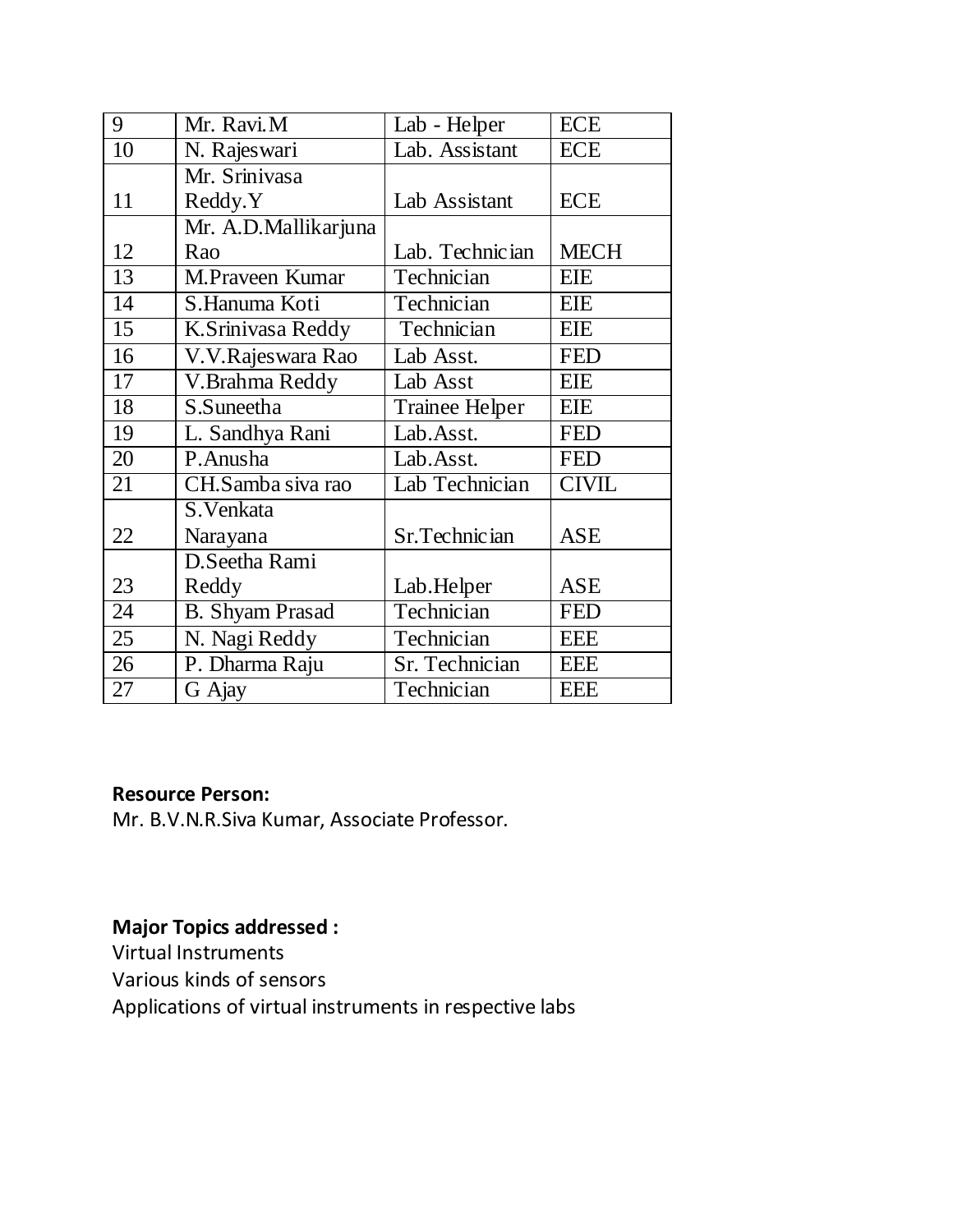| 9 | Mr. Ravi.M | Lab - Helper | ECE |
|---|---|---|---|
| 10 | N. Rajeswari | Lab. Assistant | ECE |
| 11 | Mr. Srinivasa Reddy.Y | Lab Assistant | ECE |
| 12 | Mr. A.D.Mallikarjuna Rao | Lab. Technician | MECH |
| 13 | M.Praveen Kumar | Technician | EIE |
| 14 | S.Hanuma Koti | Technician | EIE |
| 15 | K.Srinivasa Reddy | Technician | EIE |
| 16 | V.V.Rajeswara Rao | Lab Asst. | FED |
| 17 | V.Brahma Reddy | Lab Asst | EIE |
| 18 | S.Suneetha | Trainee Helper | EIE |
| 19 | L. Sandhya Rani | Lab.Asst. | FED |
| 20 | P.Anusha | Lab.Asst. | FED |
| 21 | CH.Samba siva rao | Lab Technician | CIVIL |
| 22 | S.Venkata Narayana | Sr.Technician | ASE |
| 23 | D.Seetha Rami Reddy | Lab.Helper | ASE |
| 24 | B. Shyam Prasad | Technician | FED |
| 25 | N. Nagi Reddy | Technician | EEE |
| 26 | P. Dharma Raju | Sr. Technician | EEE |
| 27 | G Ajay | Technician | EEE |

**Resource Person:**
Mr. B.V.N.R.Siva Kumar, Associate Professor.

**Major Topics addressed :**
Virtual Instruments
Various kinds of sensors
Applications of virtual instruments in respective labs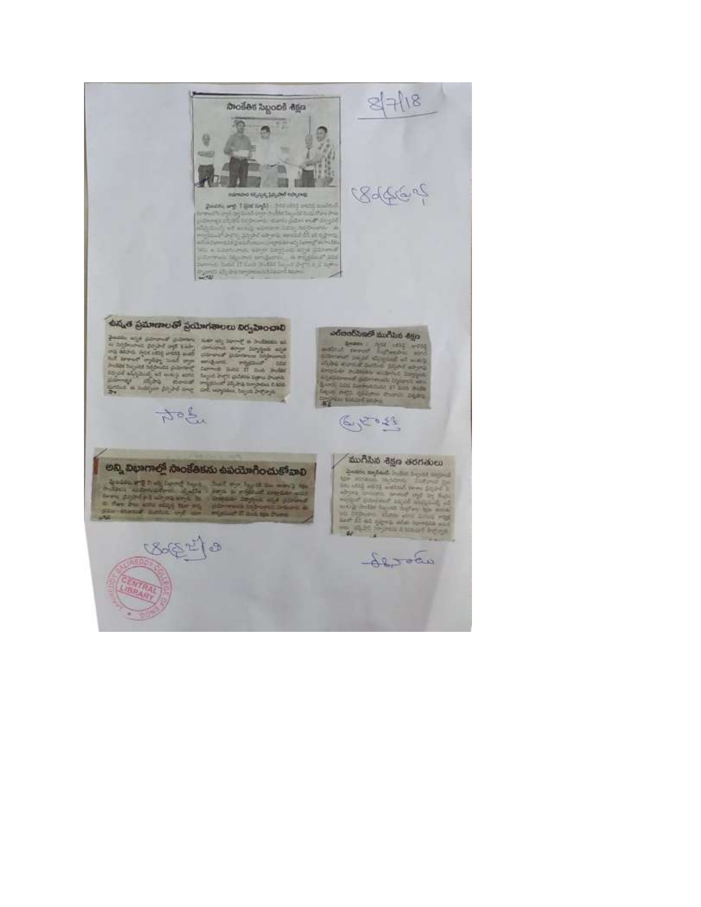8/7/18

## సాంకేతిక సిబ్బందికి శిక్షణ

ఆంధ్రప్రభ

## ఉన్నత ప్రమాణాలతో ప్రయోగశాలలు నిర్వహించాలి

సాక్షి

## ఎల్‌బీఆర్‌సీలో ముగిసిన శిక్షణ

ప్రజాశక్తి

## అన్ని విభాగాల్లో సాంకేతికను ఉపయోగించుకోవాలి

ఆంధ్రజ్యోతి

## ముగిసిన శిక్షణ తరగతులు

విశాలాంధ్ర

LAKIREDDY BALIREDDY COLLEGE OF ENGG.
CENTRAL LIBRARY